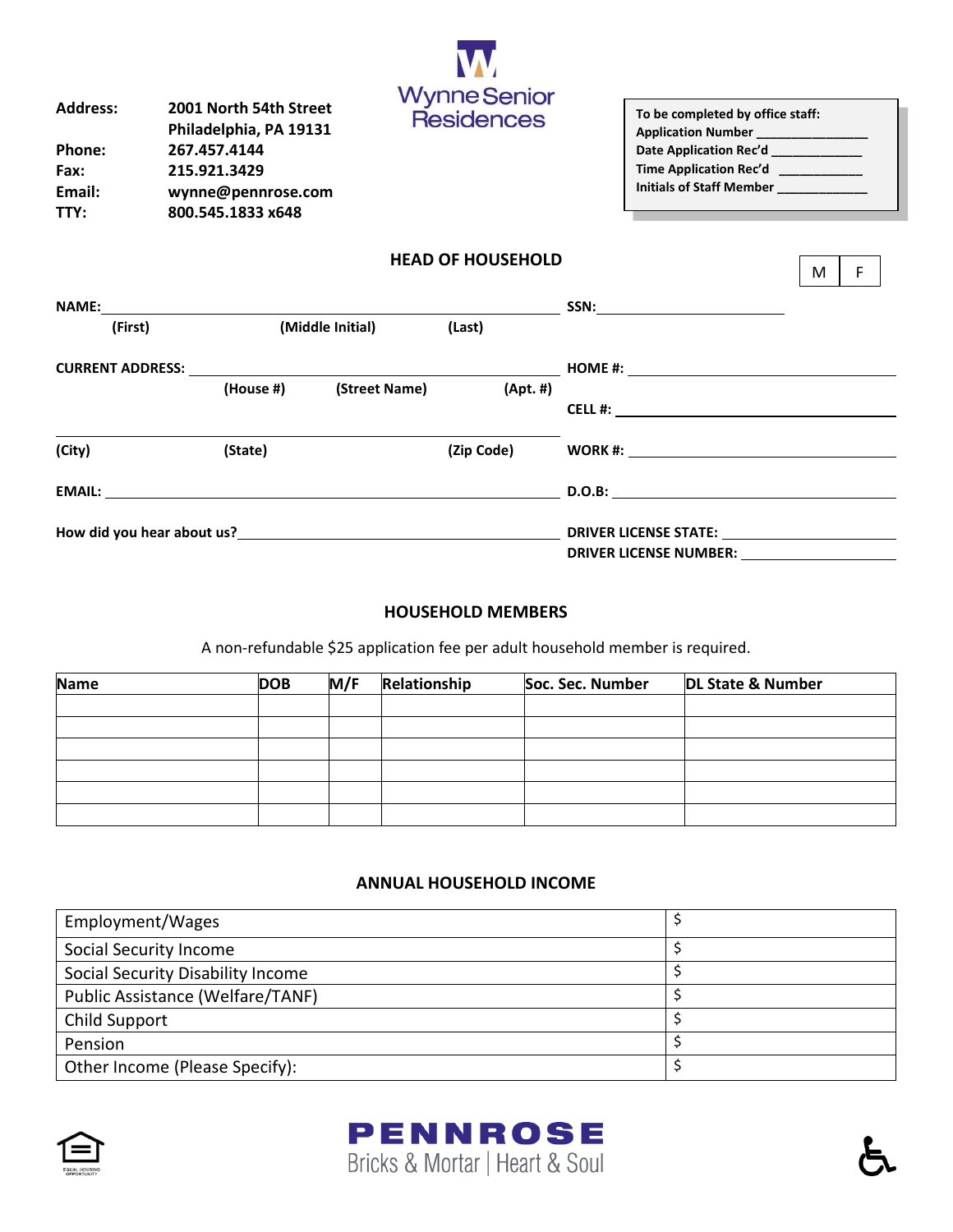**Wynne Senior Residences**

**Address:** 2001 North 54th Street
Philadelphia, PA 19131
**Phone:** 267.457.4144
**Fax:** 215.921.3429
**Email:** wynne@pennrose.com
**TTY:** 800.545.1833 x648

**To be completed by office staff:**
**Application Number** ________________
**Date Application Rec'd** ____________
**Time Application Rec'd** ___________
**Initials of Staff Member** ____________

## HEAD OF HOUSEHOLD

M | F

**NAME:** ______________________________________________ **SSN:** ______________________
**(First)** **(Middle Initial)** **(Last)**

**CURRENT ADDRESS:** ______________________________________ **HOME #:** ______________________
**(House #)** **(Street Name)** **(Apt. #)**

**CELL #:** ______________________

______________________________________________ **WORK #:** ______________________
**(City)** **(State)** **(Zip Code)**

**EMAIL:** ______________________________________________ **D.O.B:** ______________________

**How did you hear about us?** ______________________________ **DRIVER LICENSE STATE:** ______________________
**DRIVER LICENSE NUMBER:** ______________________

## HOUSEHOLD MEMBERS

A non-refundable $25 application fee per adult household member is required.

| Name | DOB | M/F | Relationship | Soc. Sec. Number | DL State & Number |
|---|---|---|---|---|---|
| | | | | | |
| | | | | | |
| | | | | | |
| | | | | | |
| | | | | | |
| | | | | | |

## ANNUAL HOUSEHOLD INCOME

| | |
|---|---|
| Employment/Wages | $ |
| Social Security Income | $ |
| Social Security Disability Income | $ |
| Public Assistance (Welfare/TANF) | $ |
| Child Support | $ |
| Pension | $ |
| Other Income (Please Specify): | $ |

EQUAL HOUSING OPPORTUNITY

**PENNROSE**
Bricks & Mortar | Heart & Soul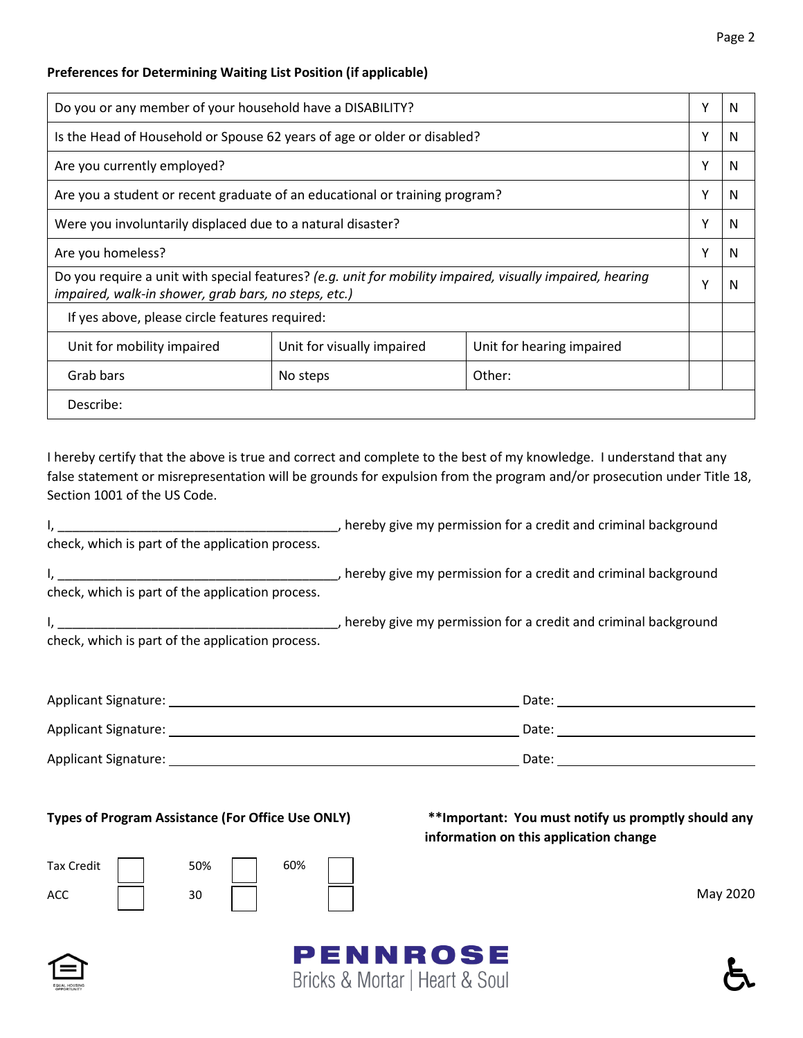**Preferences for Determining Waiting List Position (if applicable)**

| | | | | |
|---|---|---|---|---|
| Do you or any member of your household have a DISABILITY? | | | Y | N |
| Is the Head of Household or Spouse 62 years of age or older or disabled? | | | Y | N |
| Are you currently employed? | | | Y | N |
| Are you a student or recent graduate of an educational or training program? | | | Y | N |
| Were you involuntarily displaced due to a natural disaster? | | | Y | N |
| Are you homeless? | | | Y | N |
| Do you require a unit with special features? *(e.g. unit for mobility impaired, visually impaired, hearing impaired, walk-in shower, grab bars, no steps, etc.)* | | | Y | N |
| If yes above, please circle features required: | | | | |
| Unit for mobility impaired | Unit for visually impaired | Unit for hearing impaired | | |
| Grab bars | No steps | Other: | | |
| Describe: | | | | |

I hereby certify that the above is true and correct and complete to the best of my knowledge. I understand that any false statement or misrepresentation will be grounds for expulsion from the program and/or prosecution under Title 18, Section 1001 of the US Code.

I, ________________________________________, hereby give my permission for a credit and criminal background check, which is part of the application process.

I, ________________________________________, hereby give my permission for a credit and criminal background check, which is part of the application process.

I, ________________________________________, hereby give my permission for a credit and criminal background check, which is part of the application process.

Applicant Signature: ________________________________________ Date: ____________________

Applicant Signature: ________________________________________ Date: ____________________

Applicant Signature: ________________________________________ Date: ____________________

**Types of Program Assistance (For Office Use ONLY)**

| | | | | | |
|---|---|---|---|---|---|
| Tax Credit | ☐ | 50% | ☐ | 60% | ☐ |
| ACC | ☐ | 30 | ☐ | | ☐ |

**\*\*Important: You must notify us promptly should any information on this application change**

May 2020

PENNROSE
Bricks & Mortar | Heart & Soul